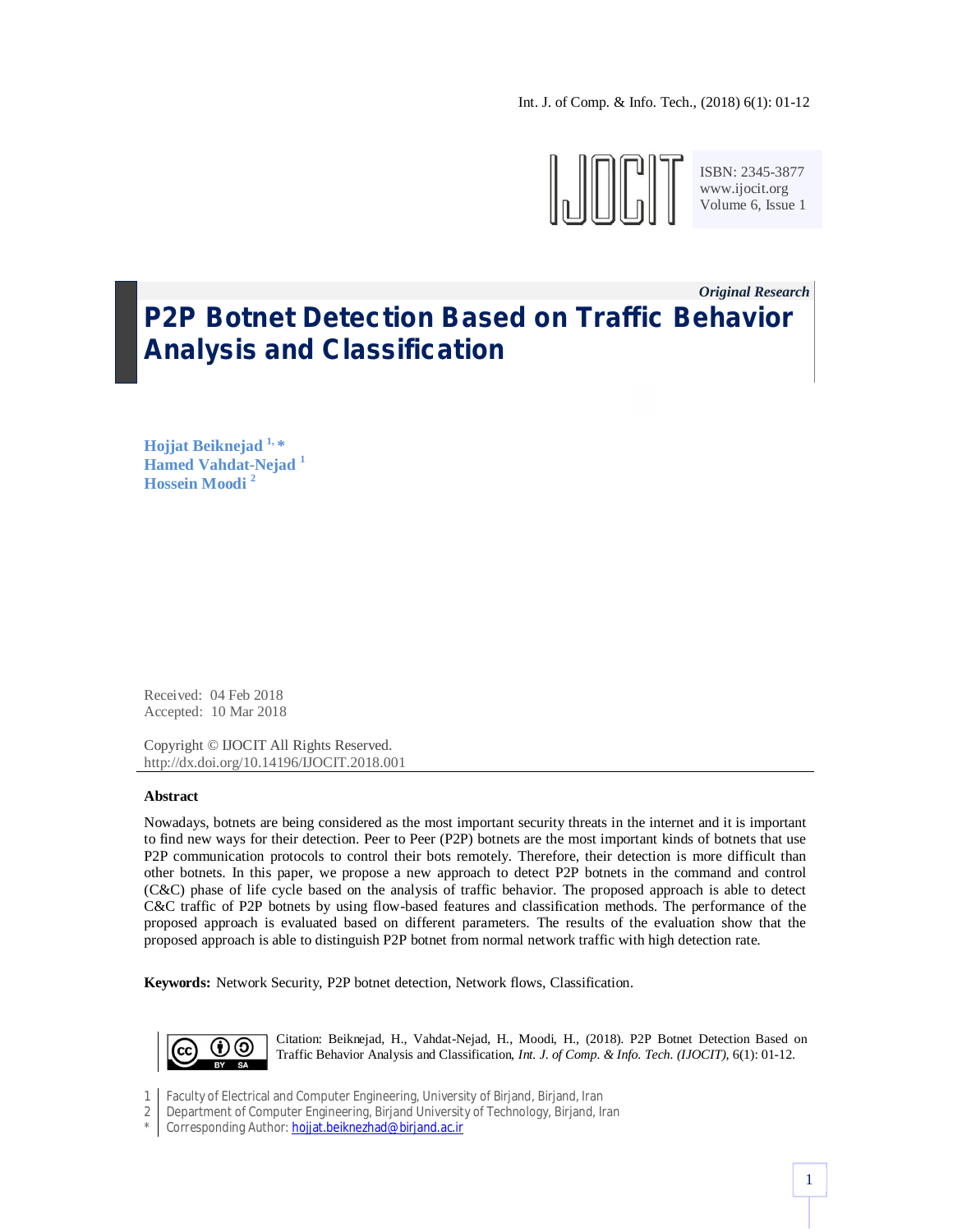*Original Research*

# P2P Botnet Detection Based on Traffic Behavior Analysis and Classification

**Hojjat Beiknejad [1, *]**
**Hamed Vahdat-Nejad [1]**
**Hossein Moodi [2]**

Received: 04 Feb 2018
Accepted: 10 Mar 2018

Copyright © IJOCIT All Rights Reserved.
http://dx.doi.org/10.14196/IJOCIT.2018.001

### Abstract

Nowadays, botnets are being considered as the most important security threats in the internet and it is important to find new ways for their detection. Peer to Peer (P2P) botnets are the most important kinds of botnets that use P2P communication protocols to control their bots remotely. Therefore, their detection is more difficult than other botnets. In this paper, we propose a new approach to detect P2P botnets in the command and control (C&C) phase of life cycle based on the analysis of traffic behavior. The proposed approach is able to detect C&C traffic of P2P botnets by using flow-based features and classification methods. The performance of the proposed approach is evaluated based on different parameters. The results of the evaluation show that the proposed approach is able to distinguish P2P botnet from normal network traffic with high detection rate.

**Keywords:** Network Security, P2P botnet detection, Network flows, Classification.

Citation: Beiknejad, H., Vahdat-Nejad, H., Moodi, H., (2018). P2P Botnet Detection Based on Traffic Behavior Analysis and Classification, *Int. J. of Comp. & Info. Tech. (IJOCIT)*, 6(1): 01-12.

1 Faculty of Electrical and Computer Engineering, University of Birjand, Birjand, Iran
2 Department of Computer Engineering, Birjand University of Technology, Birjand, Iran
* Corresponding Author: hojjat.beiknezhad@birjand.ac.ir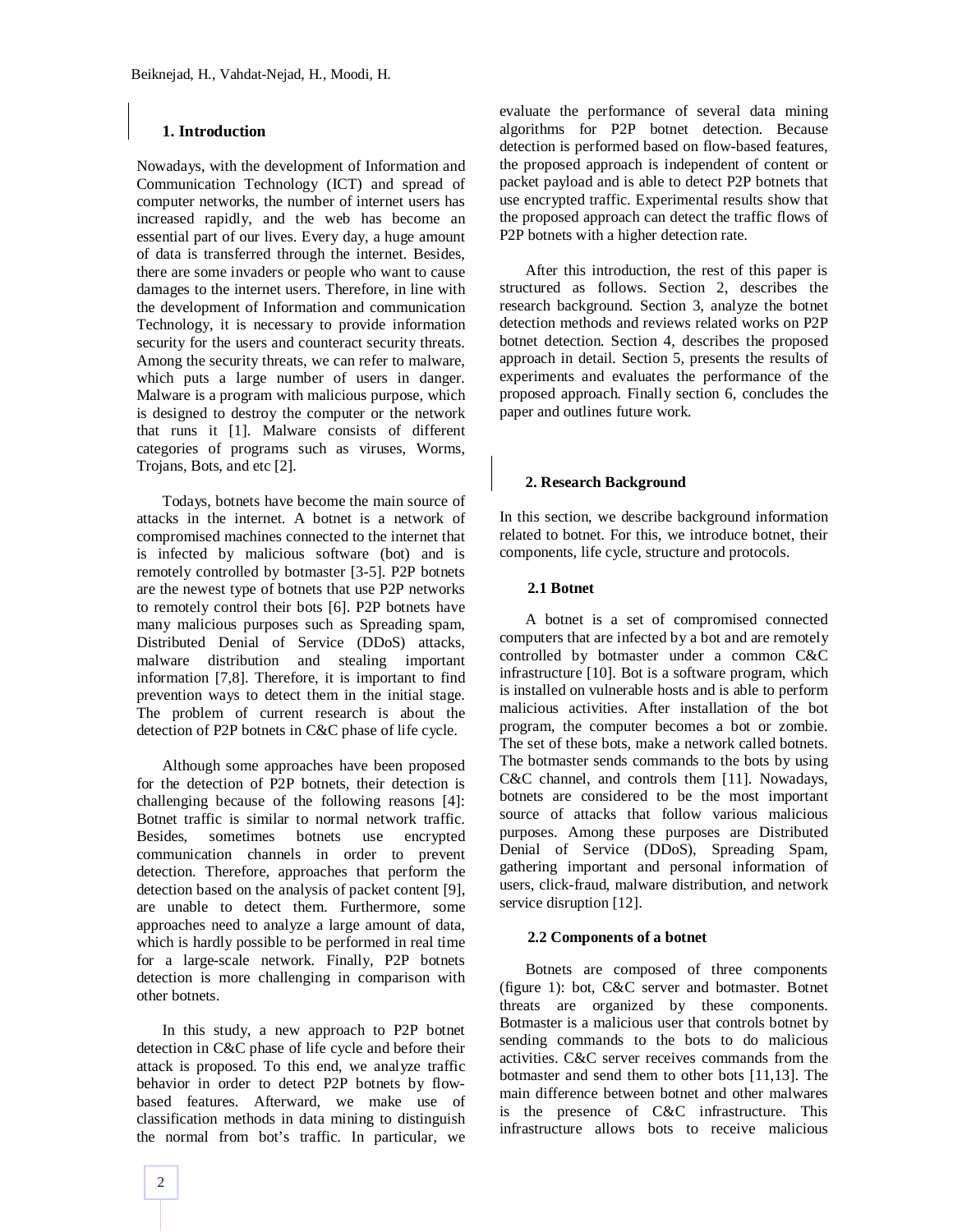## 1. Introduction

Nowadays, with the development of Information and Communication Technology (ICT) and spread of computer networks, the number of internet users has increased rapidly, and the web has become an essential part of our lives. Every day, a huge amount of data is transferred through the internet. Besides, there are some invaders or people who want to cause damages to the internet users. Therefore, in line with the development of Information and communication Technology, it is necessary to provide information security for the users and counteract security threats. Among the security threats, we can refer to malware, which puts a large number of users in danger. Malware is a program with malicious purpose, which is designed to destroy the computer or the network that runs it [1]. Malware consists of different categories of programs such as viruses, Worms, Trojans, Bots, and etc [2].

Todays, botnets have become the main source of attacks in the internet. A botnet is a network of compromised machines connected to the internet that is infected by malicious software (bot) and is remotely controlled by botmaster [3-5]. P2P botnets are the newest type of botnets that use P2P networks to remotely control their bots [6]. P2P botnets have many malicious purposes such as Spreading spam, Distributed Denial of Service (DDoS) attacks, malware distribution and stealing important information [7,8]. Therefore, it is important to find prevention ways to detect them in the initial stage. The problem of current research is about the detection of P2P botnets in C&C phase of life cycle.

Although some approaches have been proposed for the detection of P2P botnets, their detection is challenging because of the following reasons [4]: Botnet traffic is similar to normal network traffic. Besides, sometimes botnets use encrypted communication channels in order to prevent detection. Therefore, approaches that perform the detection based on the analysis of packet content [9], are unable to detect them. Furthermore, some approaches need to analyze a large amount of data, which is hardly possible to be performed in real time for a large-scale network. Finally, P2P botnets detection is more challenging in comparison with other botnets.

In this study, a new approach to P2P botnet detection in C&C phase of life cycle and before their attack is proposed. To this end, we analyze traffic behavior in order to detect P2P botnets by flow-based features. Afterward, we make use of classification methods in data mining to distinguish the normal from bot's traffic. In particular, we evaluate the performance of several data mining algorithms for P2P botnet detection. Because detection is performed based on flow-based features, the proposed approach is independent of content or packet payload and is able to detect P2P botnets that use encrypted traffic. Experimental results show that the proposed approach can detect the traffic flows of P2P botnets with a higher detection rate.

After this introduction, the rest of this paper is structured as follows. Section 2, describes the research background. Section 3, analyze the botnet detection methods and reviews related works on P2P botnet detection. Section 4, describes the proposed approach in detail. Section 5, presents the results of experiments and evaluates the performance of the proposed approach. Finally section 6, concludes the paper and outlines future work.

## 2. Research Background

In this section, we describe background information related to botnet. For this, we introduce botnet, their components, life cycle, structure and protocols.

### 2.1 Botnet

A botnet is a set of compromised connected computers that are infected by a bot and are remotely controlled by botmaster under a common C&C infrastructure [10]. Bot is a software program, which is installed on vulnerable hosts and is able to perform malicious activities. After installation of the bot program, the computer becomes a bot or zombie. The set of these bots, make a network called botnets. The botmaster sends commands to the bots by using C&C channel, and controls them [11]. Nowadays, botnets are considered to be the most important source of attacks that follow various malicious purposes. Among these purposes are Distributed Denial of Service (DDoS), Spreading Spam, gathering important and personal information of users, click-fraud, malware distribution, and network service disruption [12].

### 2.2 Components of a botnet

Botnets are composed of three components (figure 1): bot, C&C server and botmaster. Botnet threats are organized by these components. Botmaster is a malicious user that controls botnet by sending commands to the bots to do malicious activities. C&C server receives commands from the botmaster and send them to other bots [11,13]. The main difference between botnet and other malwares is the presence of C&C infrastructure. This infrastructure allows bots to receive malicious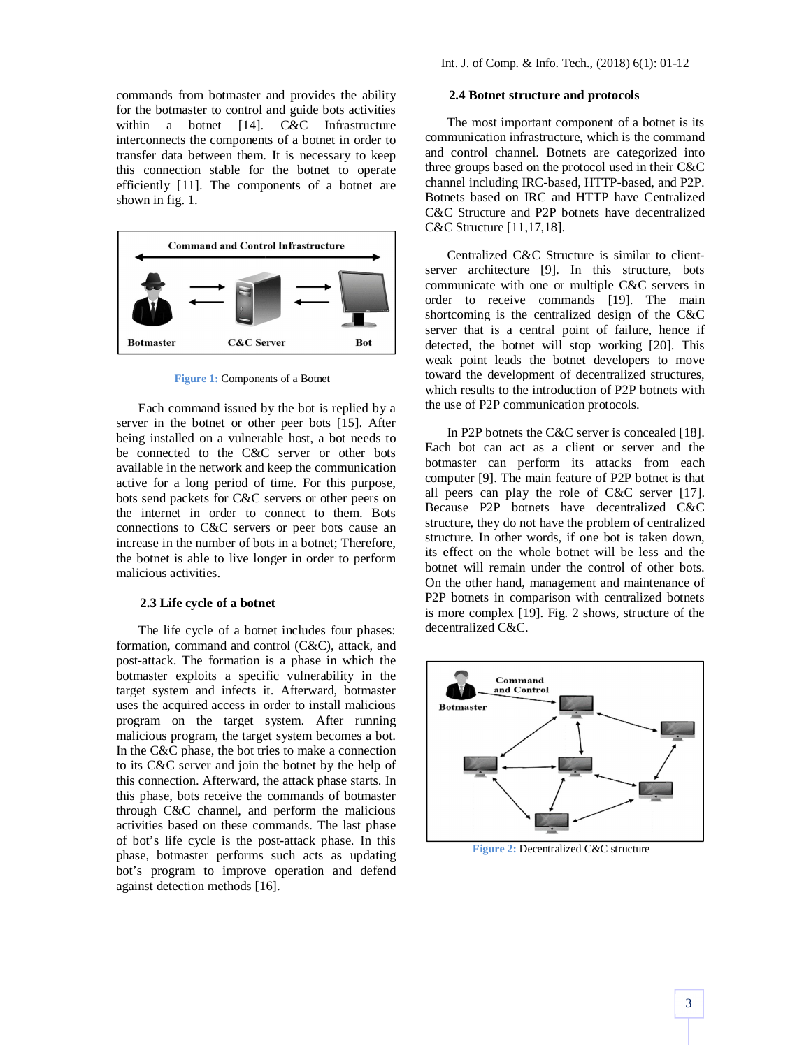commands from botmaster and provides the ability for the botmaster to control and guide bots activities within a botnet [14]. C&C Infrastructure interconnects the components of a botnet in order to transfer data between them. It is necessary to keep this connection stable for the botnet to operate efficiently [11]. The components of a botnet are shown in fig. 1.

Figure 1: Components of a Botnet

Each command issued by the bot is replied by a server in the botnet or other peer bots [15]. After being installed on a vulnerable host, a bot needs to be connected to the C&C server or other bots available in the network and keep the communication active for a long period of time. For this purpose, bots send packets for C&C servers or other peers on the internet in order to connect to them. Bots connections to C&C servers or peer bots cause an increase in the number of bots in a botnet; Therefore, the botnet is able to live longer in order to perform malicious activities.

### 2.3 Life cycle of a botnet

The life cycle of a botnet includes four phases: formation, command and control (C&C), attack, and post-attack. The formation is a phase in which the botmaster exploits a specific vulnerability in the target system and infects it. Afterward, botmaster uses the acquired access in order to install malicious program on the target system. After running malicious program, the target system becomes a bot. In the C&C phase, the bot tries to make a connection to its C&C server and join the botnet by the help of this connection. Afterward, the attack phase starts. In this phase, bots receive the commands of botmaster through C&C channel, and perform the malicious activities based on these commands. The last phase of bot's life cycle is the post-attack phase. In this phase, botmaster performs such acts as updating bot's program to improve operation and defend against detection methods [16].

### 2.4 Botnet structure and protocols

The most important component of a botnet is its communication infrastructure, which is the command and control channel. Botnets are categorized into three groups based on the protocol used in their C&C channel including IRC-based, HTTP-based, and P2P. Botnets based on IRC and HTTP have Centralized C&C Structure and P2P botnets have decentralized C&C Structure [11,17,18].

Centralized C&C Structure is similar to client-server architecture [9]. In this structure, bots communicate with one or multiple C&C servers in order to receive commands [19]. The main shortcoming is the centralized design of the C&C server that is a central point of failure, hence if detected, the botnet will stop working [20]. This weak point leads the botnet developers to move toward the development of decentralized structures, which results to the introduction of P2P botnets with the use of P2P communication protocols.

In P2P botnets the C&C server is concealed [18]. Each bot can act as a client or server and the botmaster can perform its attacks from each computer [9]. The main feature of P2P botnet is that all peers can play the role of C&C server [17]. Because P2P botnets have decentralized C&C structure, they do not have the problem of centralized structure. In other words, if one bot is taken down, its effect on the whole botnet will be less and the botnet will remain under the control of other bots. On the other hand, management and maintenance of P2P botnets in comparison with centralized botnets is more complex [19]. Fig. 2 shows, structure of the decentralized C&C.

Figure 2: Decentralized C&C structure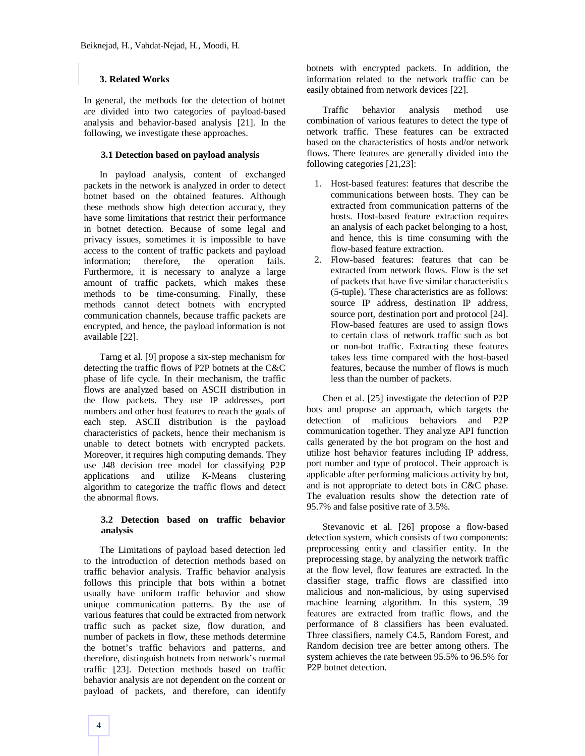## 3. Related Works

In general, the methods for the detection of botnet are divided into two categories of payload-based analysis and behavior-based analysis [21]. In the following, we investigate these approaches.

### 3.1 Detection based on payload analysis

In payload analysis, content of exchanged packets in the network is analyzed in order to detect botnet based on the obtained features. Although these methods show high detection accuracy, they have some limitations that restrict their performance in botnet detection. Because of some legal and privacy issues, sometimes it is impossible to have access to the content of traffic packets and payload information; therefore, the operation fails. Furthermore, it is necessary to analyze a large amount of traffic packets, which makes these methods to be time-consuming. Finally, these methods cannot detect botnets with encrypted communication channels, because traffic packets are encrypted, and hence, the payload information is not available [22].

Tarng et al. [9] propose a six-step mechanism for detecting the traffic flows of P2P botnets at the C&C phase of life cycle. In their mechanism, the traffic flows are analyzed based on ASCII distribution in the flow packets. They use IP addresses, port numbers and other host features to reach the goals of each step. ASCII distribution is the payload characteristics of packets, hence their mechanism is unable to detect botnets with encrypted packets. Moreover, it requires high computing demands. They use J48 decision tree model for classifying P2P applications and utilize K-Means clustering algorithm to categorize the traffic flows and detect the abnormal flows.

### 3.2 Detection based on traffic behavior analysis

The Limitations of payload based detection led to the introduction of detection methods based on traffic behavior analysis. Traffic behavior analysis follows this principle that bots within a botnet usually have uniform traffic behavior and show unique communication patterns. By the use of various features that could be extracted from network traffic such as packet size, flow duration, and number of packets in flow, these methods determine the botnet's traffic behaviors and patterns, and therefore, distinguish botnets from network's normal traffic [23]. Detection methods based on traffic behavior analysis are not dependent on the content or payload of packets, and therefore, can identify botnets with encrypted packets. In addition, the information related to the network traffic can be easily obtained from network devices [22].

Traffic behavior analysis method use combination of various features to detect the type of network traffic. These features can be extracted based on the characteristics of hosts and/or network flows. There features are generally divided into the following categories [21,23]:

1. Host-based features: features that describe the communications between hosts. They can be extracted from communication patterns of the hosts. Host-based feature extraction requires an analysis of each packet belonging to a host, and hence, this is time consuming with the flow-based feature extraction.
2. Flow-based features: features that can be extracted from network flows. Flow is the set of packets that have five similar characteristics (5-tuple). These characteristics are as follows: source IP address, destination IP address, source port, destination port and protocol [24]. Flow-based features are used to assign flows to certain class of network traffic such as bot or non-bot traffic. Extracting these features takes less time compared with the host-based features, because the number of flows is much less than the number of packets.

Chen et al. [25] investigate the detection of P2P bots and propose an approach, which targets the detection of malicious behaviors and P2P communication together. They analyze API function calls generated by the bot program on the host and utilize host behavior features including IP address, port number and type of protocol. Their approach is applicable after performing malicious activity by bot, and is not appropriate to detect bots in C&C phase. The evaluation results show the detection rate of 95.7% and false positive rate of 3.5%.

Stevanovic et al. [26] propose a flow-based detection system, which consists of two components: preprocessing entity and classifier entity. In the preprocessing stage, by analyzing the network traffic at the flow level, flow features are extracted. In the classifier stage, traffic flows are classified into malicious and non-malicious, by using supervised machine learning algorithm. In this system, 39 features are extracted from traffic flows, and the performance of 8 classifiers has been evaluated. Three classifiers, namely C4.5, Random Forest, and Random decision tree are better among others. The system achieves the rate between 95.5% to 96.5% for P2P botnet detection.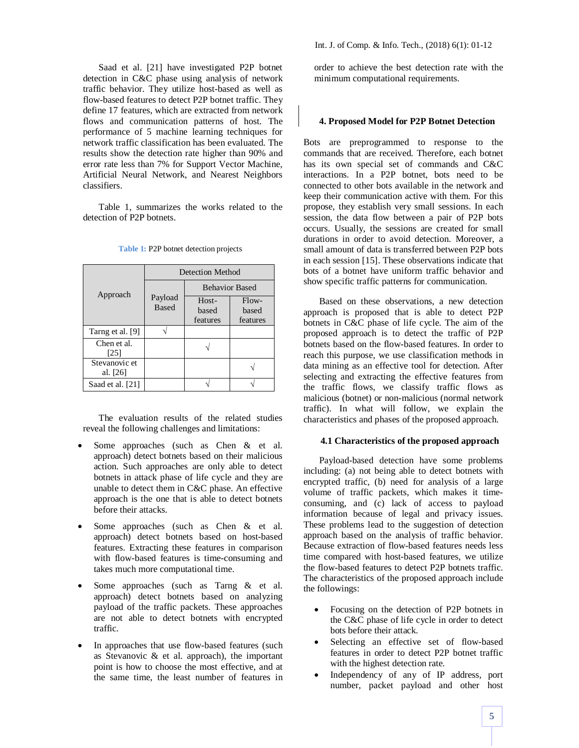Saad et al. [21] have investigated P2P botnet detection in C&C phase using analysis of network traffic behavior. They utilize host-based as well as flow-based features to detect P2P botnet traffic. They define 17 features, which are extracted from network flows and communication patterns of host. The performance of 5 machine learning techniques for network traffic classification has been evaluated. The results show the detection rate higher than 90% and error rate less than 7% for Support Vector Machine, Artificial Neural Network, and Nearest Neighbors classifiers.

Table 1, summarizes the works related to the detection of P2P botnets.

**Table 1:** P2P botnet detection projects

| Approach | Detection Method | | |
|---|---|---|---|
| | Payload Based | Behavior Based | |
| | | Host-based features | Flow-based features |
| Tarng et al. [9] | √ | | |
| Chen et al. [25] | | √ | |
| Stevanovic et al. [26] | | | √ |
| Saad et al. [21] | | √ | √ |

The evaluation results of the related studies reveal the following challenges and limitations:

- Some approaches (such as Chen & et al. approach) detect botnets based on their malicious action. Such approaches are only able to detect botnets in attack phase of life cycle and they are unable to detect them in C&C phase. An effective approach is the one that is able to detect botnets before their attacks.
- Some approaches (such as Chen & et al. approach) detect botnets based on host-based features. Extracting these features in comparison with flow-based features is time-consuming and takes much more computational time.
- Some approaches (such as Tarng & et al. approach) detect botnets based on analyzing payload of the traffic packets. These approaches are not able to detect botnets with encrypted traffic.
- In approaches that use flow-based features (such as Stevanovic & et al. approach), the important point is how to choose the most effective, and at the same time, the least number of features in order to achieve the best detection rate with the minimum computational requirements.

## 4. Proposed Model for P2P Botnet Detection

Bots are preprogrammed to response to the commands that are received. Therefore, each botnet has its own special set of commands and C&C interactions. In a P2P botnet, bots need to be connected to other bots available in the network and keep their communication active with them. For this propose, they establish very small sessions. In each session, the data flow between a pair of P2P bots occurs. Usually, the sessions are created for small durations in order to avoid detection. Moreover, a small amount of data is transferred between P2P bots in each session [15]. These observations indicate that bots of a botnet have uniform traffic behavior and show specific traffic patterns for communication.

Based on these observations, a new detection approach is proposed that is able to detect P2P botnets in C&C phase of life cycle. The aim of the proposed approach is to detect the traffic of P2P botnets based on the flow-based features. In order to reach this purpose, we use classification methods in data mining as an effective tool for detection. After selecting and extracting the effective features from the traffic flows, we classify traffic flows as malicious (botnet) or non-malicious (normal network traffic). In what will follow, we explain the characteristics and phases of the proposed approach.

### 4.1 Characteristics of the proposed approach

Payload-based detection have some problems including: (a) not being able to detect botnets with encrypted traffic, (b) need for analysis of a large volume of traffic packets, which makes it time-consuming, and (c) lack of access to payload information because of legal and privacy issues. These problems lead to the suggestion of detection approach based on the analysis of traffic behavior. Because extraction of flow-based features needs less time compared with host-based features, we utilize the flow-based features to detect P2P botnets traffic. The characteristics of the proposed approach include the followings:

- Focusing on the detection of P2P botnets in the C&C phase of life cycle in order to detect bots before their attack.
- Selecting an effective set of flow-based features in order to detect P2P botnet traffic with the highest detection rate.
- Independency of any of IP address, port number, packet payload and other host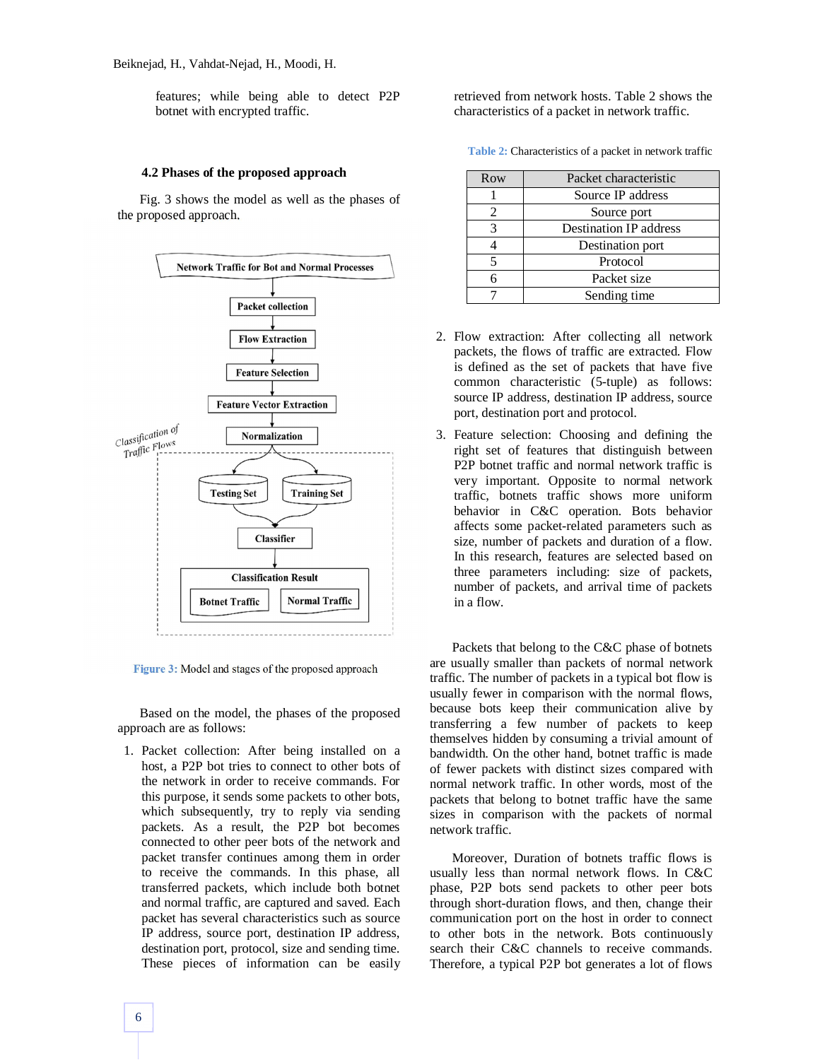features; while being able to detect P2P botnet with encrypted traffic.

### 4.2 Phases of the proposed approach

Fig. 3 shows the model as well as the phases of the proposed approach.

Figure 3: Model and stages of the proposed approach

Based on the model, the phases of the proposed approach are as follows:

1. Packet collection: After being installed on a host, a P2P bot tries to connect to other bots of the network in order to receive commands. For this purpose, it sends some packets to other bots, which subsequently, try to reply via sending packets. As a result, the P2P bot becomes connected to other peer bots of the network and packet transfer continues among them in order to receive the commands. In this phase, all transferred packets, which include both botnet and normal traffic, are captured and saved. Each packet has several characteristics such as source IP address, source port, destination IP address, destination port, protocol, size and sending time. These pieces of information can be easily retrieved from network hosts. Table 2 shows the characteristics of a packet in network traffic.

Table 2: Characteristics of a packet in network traffic

| Row | Packet characteristic |
| --- | --- |
| 1 | Source IP address |
| 2 | Source port |
| 3 | Destination IP address |
| 4 | Destination port |
| 5 | Protocol |
| 6 | Packet size |
| 7 | Sending time |

2. Flow extraction: After collecting all network packets, the flows of traffic are extracted. Flow is defined as the set of packets that have five common characteristic (5-tuple) as follows: source IP address, destination IP address, source port, destination port and protocol.
3. Feature selection: Choosing and defining the right set of features that distinguish between P2P botnet traffic and normal network traffic is very important. Opposite to normal network traffic, botnets traffic shows more uniform behavior in C&C operation. Bots behavior affects some packet-related parameters such as size, number of packets and duration of a flow. In this research, features are selected based on three parameters including: size of packets, number of packets, and arrival time of packets in a flow.

Packets that belong to the C&C phase of botnets are usually smaller than packets of normal network traffic. The number of packets in a typical bot flow is usually fewer in comparison with the normal flows, because bots keep their communication alive by transferring a few number of packets to keep themselves hidden by consuming a trivial amount of bandwidth. On the other hand, botnet traffic is made of fewer packets with distinct sizes compared with normal network traffic. In other words, most of the packets that belong to botnet traffic have the same sizes in comparison with the packets of normal network traffic.

Moreover, Duration of botnets traffic flows is usually less than normal network flows. In C&C phase, P2P bots send packets to other peer bots through short-duration flows, and then, change their communication port on the host in order to connect to other bots in the network. Bots continuously search their C&C channels to receive commands. Therefore, a typical P2P bot generates a lot of flows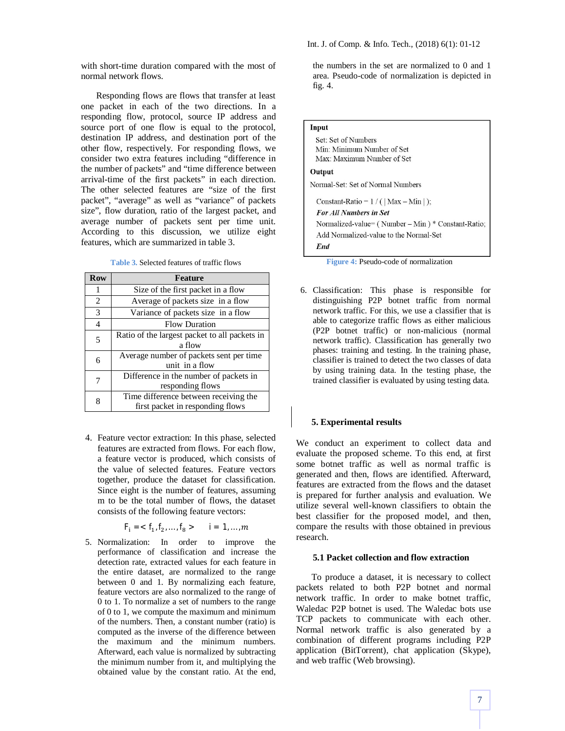with short-time duration compared with the most of normal network flows.

Responding flows are flows that transfer at least one packet in each of the two directions. In a responding flow, protocol, source IP address and source port of one flow is equal to the protocol, destination IP address, and destination port of the other flow, respectively. For responding flows, we consider two extra features including "difference in the number of packets" and "time difference between arrival-time of the first packets" in each direction. The other selected features are "size of the first packet", "average" as well as "variance" of packets size", flow duration, ratio of the largest packet, and average number of packets sent per time unit. According to this discussion, we utilize eight features, which are summarized in table 3.

**Table 3.** Selected features of traffic flows

| Row | Feature |
|---|---|
| 1 | Size of the first packet in a flow |
| 2 | Average of packets size in a flow |
| 3 | Variance of packets size in a flow |
| 4 | Flow Duration |
| 5 | Ratio of the largest packet to all packets in a flow |
| 6 | Average number of packets sent per time unit in a flow |
| 7 | Difference in the number of packets in responding flows |
| 8 | Time difference between receiving the first packet in responding flows |

4. Feature vector extraction: In this phase, selected features are extracted from flows. For each flow, a feature vector is produced, which consists of the value of selected features. Feature vectors together, produce the dataset for classification. Since eight is the number of features, assuming m to be the total number of flows, the dataset consists of the following feature vectors:

$$F_i = < f_1, f_2, \ldots, f_8 > \quad i = 1, \ldots, m$$

5. Normalization: In order to improve the performance of classification and increase the detection rate, extracted values for each feature in the entire dataset, are normalized to the range between 0 and 1. By normalizing each feature, feature vectors are also normalized to the range of 0 to 1. To normalize a set of numbers to the range of 0 to 1, we compute the maximum and minimum of the numbers. Then, a constant number (ratio) is computed as the inverse of the difference between the maximum and the minimum numbers. Afterward, each value is normalized by subtracting the minimum number from it, and multiplying the obtained value by the constant ratio. At the end, the numbers in the set are normalized to 0 and 1 area. Pseudo-code of normalization is depicted in fig. 4.

```
Input
  Set: Set of Numbers
  Min: Minimum Number of Set
  Max: Maximum Number of Set
Output
Normal-Set: Set of Normal Numbers

  Constant-Ratio = 1 / ( | Max – Min | );
  For All Numbers in Set
  Normalized-value= ( Number – Min ) * Constant-Ratio;
  Add Normalized-value to the Normal-Set
  End
```

**Figure 4:** Pseudo-code of normalization

6. Classification: This phase is responsible for distinguishing P2P botnet traffic from normal network traffic. For this, we use a classifier that is able to categorize traffic flows as either malicious (P2P botnet traffic) or non-malicious (normal network traffic). Classification has generally two phases: training and testing. In the training phase, classifier is trained to detect the two classes of data by using training data. In the testing phase, the trained classifier is evaluated by using testing data.

## 5. Experimental results

We conduct an experiment to collect data and evaluate the proposed scheme. To this end, at first some botnet traffic as well as normal traffic is generated and then, flows are identified. Afterward, features are extracted from the flows and the dataset is prepared for further analysis and evaluation. We utilize several well-known classifiers to obtain the best classifier for the proposed model, and then, compare the results with those obtained in previous research.

### 5.1 Packet collection and flow extraction

To produce a dataset, it is necessary to collect packets related to both P2P botnet and normal network traffic. In order to make botnet traffic, Waledac P2P botnet is used. The Waledac bots use TCP packets to communicate with each other. Normal network traffic is also generated by a combination of different programs including P2P application (BitTorrent), chat application (Skype), and web traffic (Web browsing).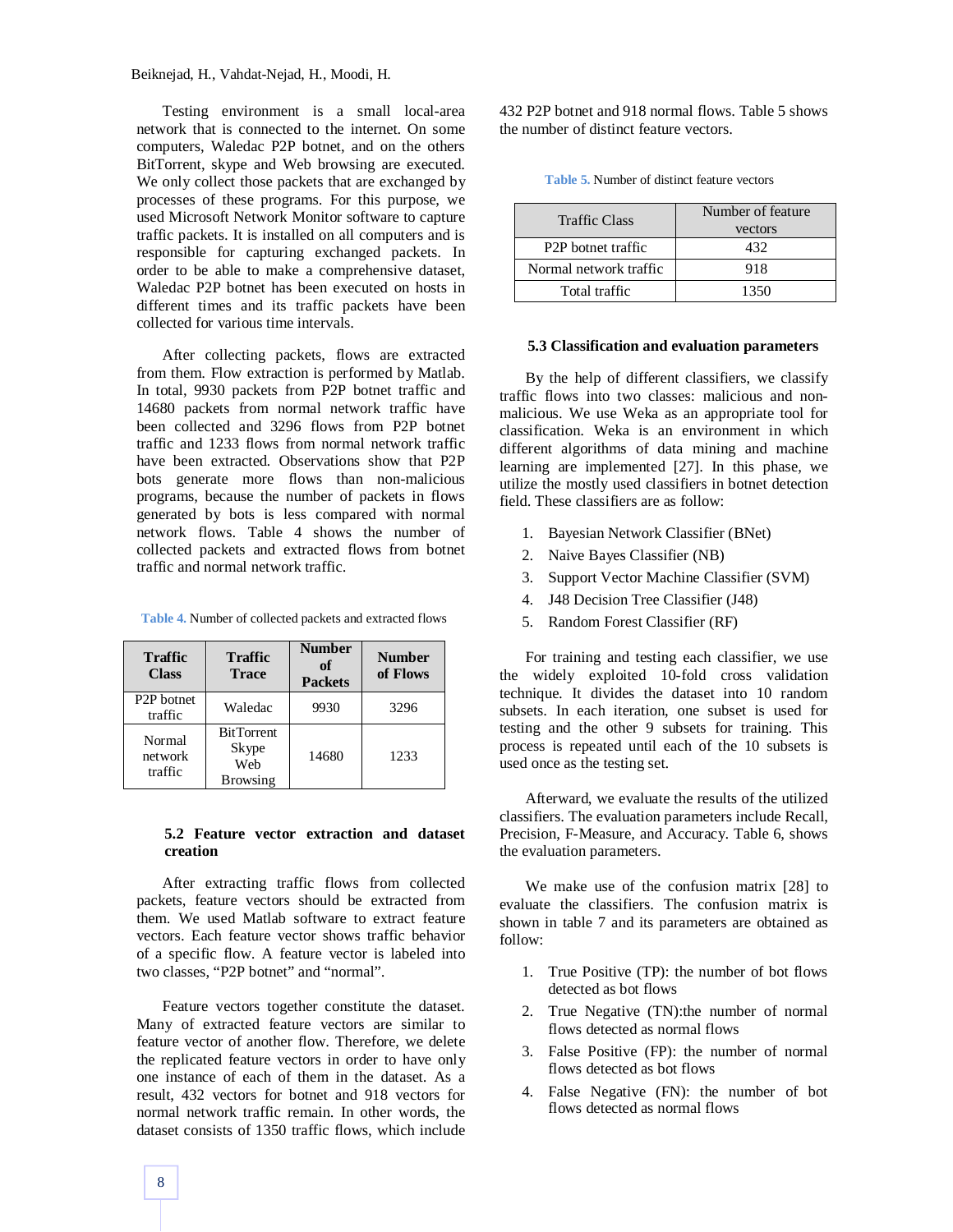Testing environment is a small local-area network that is connected to the internet. On some computers, Waledac P2P botnet, and on the others BitTorrent, skype and Web browsing are executed. We only collect those packets that are exchanged by processes of these programs. For this purpose, we used Microsoft Network Monitor software to capture traffic packets. It is installed on all computers and is responsible for capturing exchanged packets. In order to be able to make a comprehensive dataset, Waledac P2P botnet has been executed on hosts in different times and its traffic packets have been collected for various time intervals.

After collecting packets, flows are extracted from them. Flow extraction is performed by Matlab. In total, 9930 packets from P2P botnet traffic and 14680 packets from normal network traffic have been collected and 3296 flows from P2P botnet traffic and 1233 flows from normal network traffic have been extracted. Observations show that P2P bots generate more flows than non-malicious programs, because the number of packets in flows generated by bots is less compared with normal network flows. Table 4 shows the number of collected packets and extracted flows from botnet traffic and normal network traffic.

Table 4. Number of collected packets and extracted flows

| Traffic Class | Traffic Trace | Number of Packets | Number of Flows |
|---|---|---|---|
| P2P botnet traffic | Waledac | 9930 | 3296 |
| Normal network traffic | BitTorrent Skype Web Browsing | 14680 | 1233 |

### 5.2 Feature vector extraction and dataset creation

After extracting traffic flows from collected packets, feature vectors should be extracted from them. We used Matlab software to extract feature vectors. Each feature vector shows traffic behavior of a specific flow. A feature vector is labeled into two classes, “P2P botnet” and “normal”.

Feature vectors together constitute the dataset. Many of extracted feature vectors are similar to feature vector of another flow. Therefore, we delete the replicated feature vectors in order to have only one instance of each of them in the dataset. As a result, 432 vectors for botnet and 918 vectors for normal network traffic remain. In other words, the dataset consists of 1350 traffic flows, which include 432 P2P botnet and 918 normal flows. Table 5 shows the number of distinct feature vectors.

Table 5. Number of distinct feature vectors

| Traffic Class | Number of feature vectors |
|---|---|
| P2P botnet traffic | 432 |
| Normal network traffic | 918 |
| Total traffic | 1350 |

### 5.3 Classification and evaluation parameters

By the help of different classifiers, we classify traffic flows into two classes: malicious and non-malicious. We use Weka as an appropriate tool for classification. Weka is an environment in which different algorithms of data mining and machine learning are implemented [27]. In this phase, we utilize the mostly used classifiers in botnet detection field. These classifiers are as follow:

1. Bayesian Network Classifier (BNet)
2. Naive Bayes Classifier (NB)
3. Support Vector Machine Classifier (SVM)
4. J48 Decision Tree Classifier (J48)
5. Random Forest Classifier (RF)

For training and testing each classifier, we use the widely exploited 10-fold cross validation technique. It divides the dataset into 10 random subsets. In each iteration, one subset is used for testing and the other 9 subsets for training. This process is repeated until each of the 10 subsets is used once as the testing set.

Afterward, we evaluate the results of the utilized classifiers. The evaluation parameters include Recall, Precision, F-Measure, and Accuracy. Table 6, shows the evaluation parameters.

We make use of the confusion matrix [28] to evaluate the classifiers. The confusion matrix is shown in table 7 and its parameters are obtained as follow:

1. True Positive (TP): the number of bot flows detected as bot flows
2. True Negative (TN):the number of normal flows detected as normal flows
3. False Positive (FP): the number of normal flows detected as bot flows
4. False Negative (FN): the number of bot flows detected as normal flows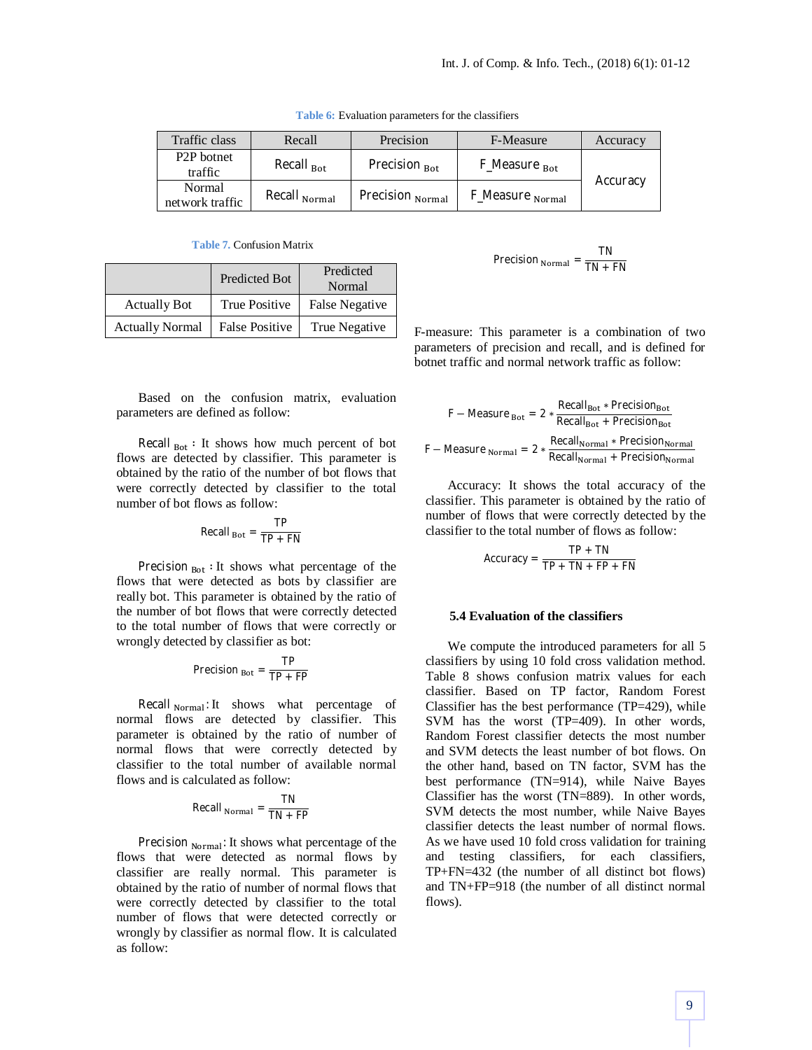**Table 6:** Evaluation parameters for the classifiers

| Traffic class | Recall | Precision | F-Measure | Accuracy |
|---|---|---|---|---|
| P2P botnet traffic | $Recall_{Bot}$ | $Precision_{Bot}$ | $F\_Measure_{Bot}$ | Accuracy |
| Normal network traffic | $Recall_{Normal}$ | $Precision_{Normal}$ | $F\_Measure_{Normal}$ | |

**Table 7.** Confusion Matrix

| | Predicted Bot | Predicted Normal |
|---|---|---|
| Actually Bot | True Positive | False Negative |
| Actually Normal | False Positive | True Negative |

Based on the confusion matrix, evaluation parameters are defined as follow:

$Recall_{Bot}$ : It shows how much percent of bot flows are detected by classifier. This parameter is obtained by the ratio of the number of bot flows that were correctly detected by classifier to the total number of bot flows as follow:

$$Recall_{Bot} = \frac{TP}{TP + FN}$$

$Precision_{Bot}$ : It shows what percentage of the flows that were detected as bots by classifier are really bot. This parameter is obtained by the ratio of the number of bot flows that were correctly detected to the total number of flows that were correctly or wrongly detected by classifier as bot:

$$Precision_{Bot} = \frac{TP}{TP + FP}$$

$Recall_{Normal}$: It shows what percentage of normal flows are detected by classifier. This parameter is obtained by the ratio of number of normal flows that were correctly detected by classifier to the total number of available normal flows and is calculated as follow:

$$Recall_{Normal} = \frac{TN}{TN + FP}$$

$Precision_{Normal}$: It shows what percentage of the flows that were detected as normal flows by classifier are really normal. This parameter is obtained by the ratio of normal flows that were correctly detected by classifier to the total number of flows that were detected correctly or wrongly by classifier as normal flow. It is calculated as follow:

$$Precision_{Normal} = \frac{TN}{TN + FN}$$

F-measure: This parameter is a combination of two parameters of precision and recall, and is defined for botnet traffic and normal network traffic as follow:

$$F-Measure_{Bot} = 2 * \frac{Recall_{Bot} * Precision_{Bot}}{Recall_{Bot} + Precision_{Bot}}$$

$$F-Measure_{Normal} = 2 * \frac{Recall_{Normal} * Precision_{Normal}}{Recall_{Normal} + Precision_{Normal}}$$

Accuracy: It shows the total accuracy of the classifier. This parameter is obtained by the ratio of number of flows that were correctly detected by the classifier to the total number of flows as follow:

$$Accuracy = \frac{TP + TN}{TP + TN + FP + FN}$$

### 5.4 Evaluation of the classifiers

We compute the introduced parameters for all 5 classifiers by using 10 fold cross validation method. Table 8 shows confusion matrix values for each classifier. Based on TP factor, Random Forest Classifier has the best performance (TP=429), while SVM has the worst (TP=409). In other words, Random Forest classifier detects the most number and SVM detects the least number of bot flows. On the other hand, based on TN factor, SVM has the best performance (TN=914), while Naive Bayes Classifier has the worst (TN=889). In other words, SVM detects the most number, while Naive Bayes classifier detects the least number of normal flows. As we have used 10 fold cross validation for training and testing classifiers, for each classifiers, TP+FN=432 (the number of all distinct bot flows) and TN+FP=918 (the number of all distinct normal flows).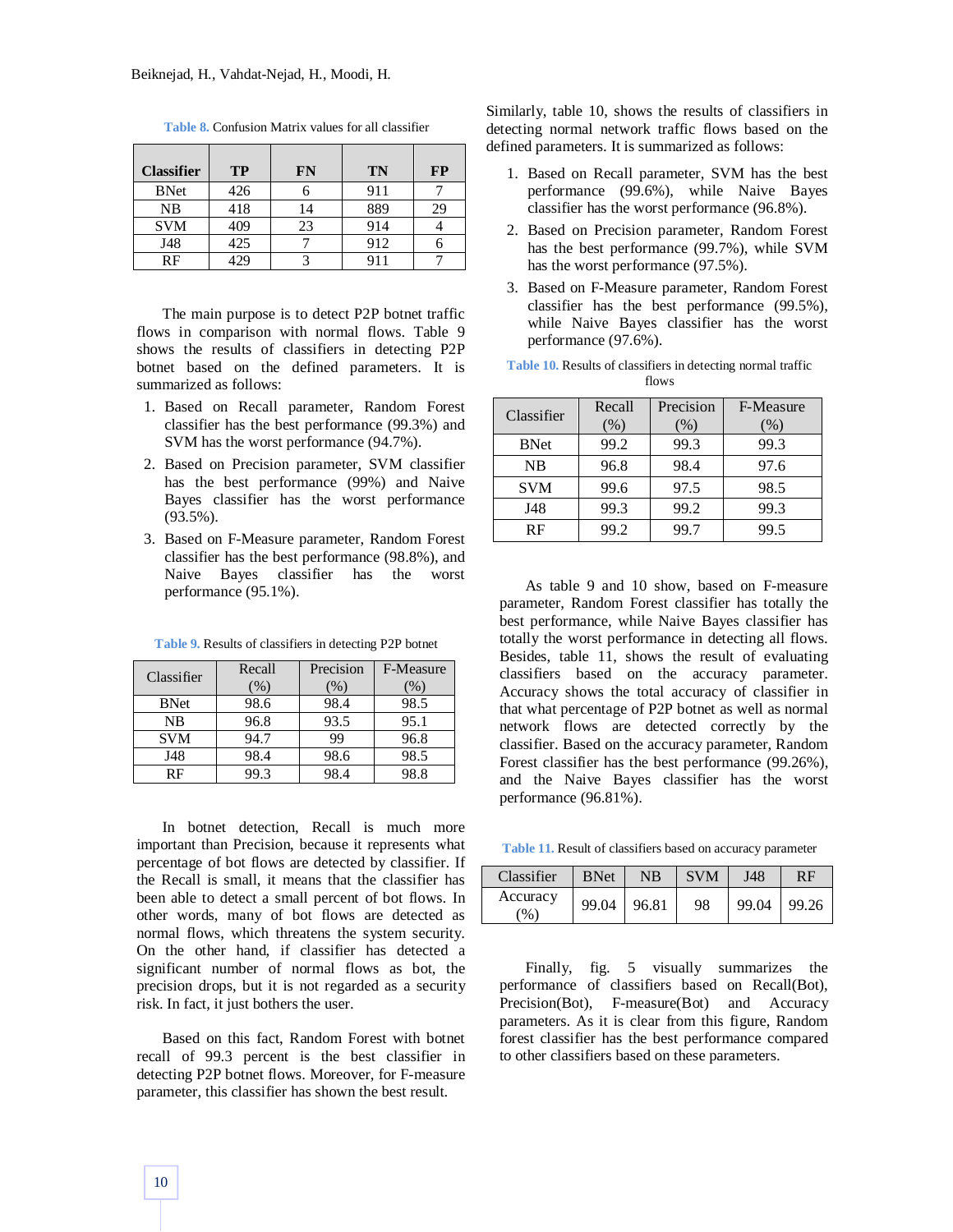Table 8. Confusion Matrix values for all classifier

| Classifier | TP | FN | TN | FP |
|---|---|---|---|---|
| BNet | 426 | 6 | 911 | 7 |
| NB | 418 | 14 | 889 | 29 |
| SVM | 409 | 23 | 914 | 4 |
| J48 | 425 | 7 | 912 | 6 |
| RF | 429 | 3 | 911 | 7 |

The main purpose is to detect P2P botnet traffic flows in comparison with normal flows. Table 9 shows the results of classifiers in detecting P2P botnet based on the defined parameters. It is summarized as follows:

1. Based on Recall parameter, Random Forest classifier has the best performance (99.3%) and SVM has the worst performance (94.7%).
2. Based on Precision parameter, SVM classifier has the best performance (99%) and Naive Bayes classifier has the worst performance (93.5%).
3. Based on F-Measure parameter, Random Forest classifier has the best performance (98.8%), and Naive Bayes classifier has the worst performance (95.1%).

Table 9. Results of classifiers in detecting P2P botnet

| Classifier | Recall (%) | Precision (%) | F-Measure (%) |
|---|---|---|---|
| BNet | 98.6 | 98.4 | 98.5 |
| NB | 96.8 | 93.5 | 95.1 |
| SVM | 94.7 | 99 | 96.8 |
| J48 | 98.4 | 98.6 | 98.5 |
| RF | 99.3 | 98.4 | 98.8 |

In botnet detection, Recall is much more important than Precision, because it represents what percentage of bot flows are detected by classifier. If the Recall is small, it means that the classifier has been able to detect a small percent of bot flows. In other words, many of bot flows are detected as normal flows, which threatens the system security. On the other hand, if classifier has detected a significant number of normal flows as bot, the precision drops, but it is not regarded as a security risk. In fact, it just bothers the user.

Based on this fact, Random Forest with botnet recall of 99.3 percent is the best classifier in detecting P2P botnet flows. Moreover, for F-measure parameter, this classifier has shown the best result.

Similarly, table 10, shows the results of classifiers in detecting normal network traffic flows based on the defined parameters. It is summarized as follows:

1. Based on Recall parameter, SVM has the best performance (99.6%), while Naive Bayes classifier has the worst performance (96.8%).
2. Based on Precision parameter, Random Forest has the best performance (99.7%), while SVM has the worst performance (97.5%).
3. Based on F-Measure parameter, Random Forest classifier has the best performance (99.5%), while Naive Bayes classifier has the worst performance (97.6%).

Table 10. Results of classifiers in detecting normal traffic flows

| Classifier | Recall (%) | Precision (%) | F-Measure (%) |
|---|---|---|---|
| BNet | 99.2 | 99.3 | 99.3 |
| NB | 96.8 | 98.4 | 97.6 |
| SVM | 99.6 | 97.5 | 98.5 |
| J48 | 99.3 | 99.2 | 99.3 |
| RF | 99.2 | 99.7 | 99.5 |

As table 9 and 10 show, based on F-measure parameter, Random Forest classifier has totally the best performance, while Naive Bayes classifier has totally the worst performance in detecting all flows. Besides, table 11, shows the result of evaluating classifiers based on the accuracy parameter. Accuracy shows the total accuracy of classifier in that what percentage of P2P botnet as well as normal network flows are detected correctly by the classifier. Based on the accuracy parameter, Random Forest classifier has the best performance (99.26%), and the Naive Bayes classifier has the worst performance (96.81%).

Table 11. Result of classifiers based on accuracy parameter

| Classifier | BNet | NB | SVM | J48 | RF |
|---|---|---|---|---|---|
| Accuracy (%) | 99.04 | 96.81 | 98 | 99.04 | 99.26 |

Finally, fig. 5 visually summarizes the performance of classifiers based on Recall(Bot), Precision(Bot), F-measure(Bot) and Accuracy parameters. As it is clear from this figure, Random forest classifier has the best performance compared to other classifiers based on these parameters.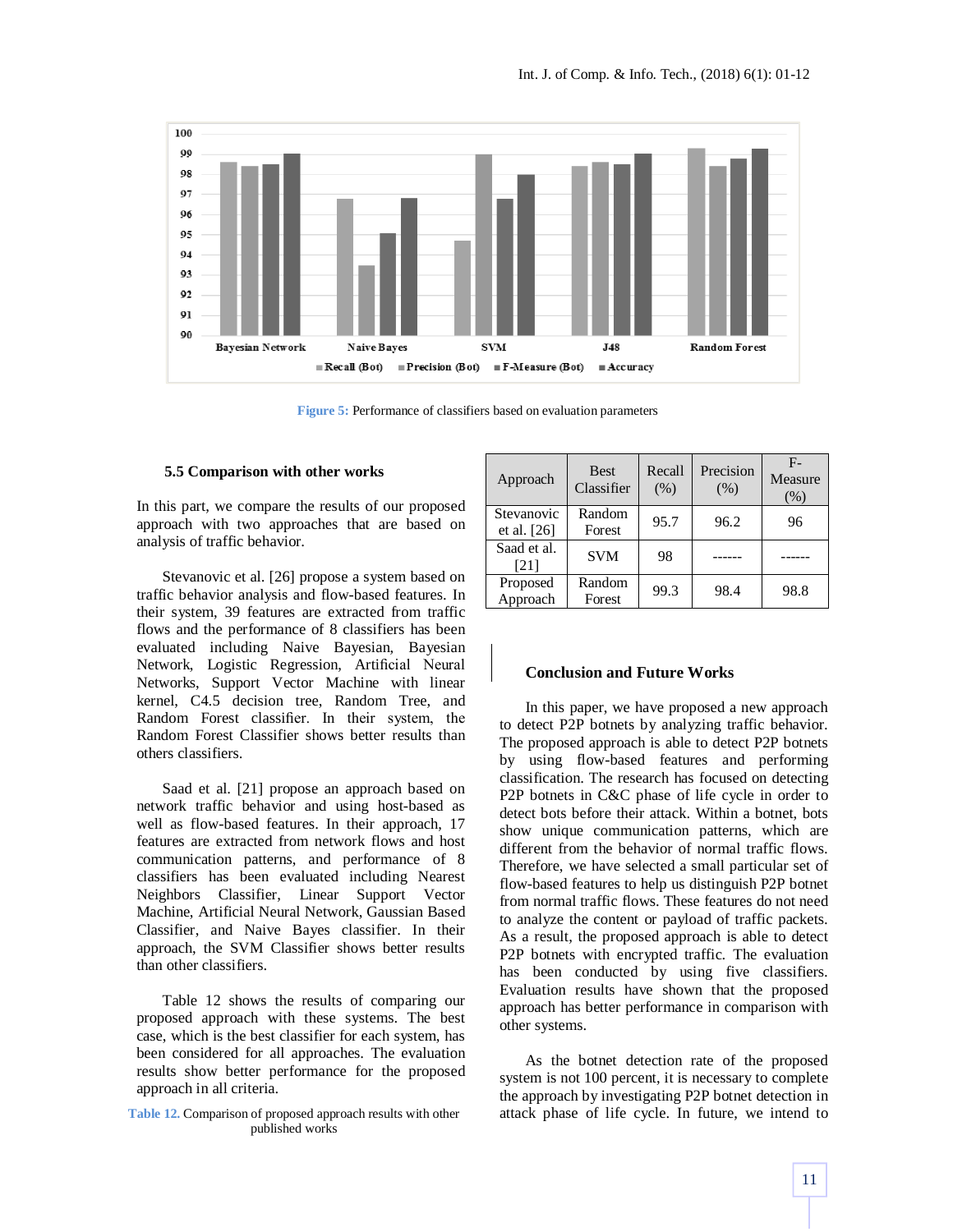Figure 5: Performance of classifiers based on evaluation parameters

### 5.5 Comparison with other works

In this part, we compare the results of our proposed approach with two approaches that are based on analysis of traffic behavior.

Stevanovic et al. [26] propose a system based on traffic behavior analysis and flow-based features. In their system, 39 features are extracted from traffic flows and the performance of 8 classifiers has been evaluated including Naive Bayesian, Bayesian Network, Logistic Regression, Artificial Neural Networks, Support Vector Machine with linear kernel, C4.5 decision tree, Random Tree, and Random Forest classifier. In their system, the Random Forest Classifier shows better results than others classifiers.

Saad et al. [21] propose an approach based on network traffic behavior and using host-based as well as flow-based features. In their approach, 17 features are extracted from network flows and host communication patterns, and performance of 8 classifiers has been evaluated including Nearest Neighbors Classifier, Linear Support Vector Machine, Artificial Neural Network, Gaussian Based Classifier, and Naive Bayes classifier. In their approach, the SVM Classifier shows better results than other classifiers.

Table 12 shows the results of comparing our proposed approach with these systems. The best case, which is the best classifier for each system, has been considered for all approaches. The evaluation results show better performance for the proposed approach in all criteria.

Table 12. Comparison of proposed approach results with other published works

| Approach | Best Classifier | Recall (%) | Precision (%) | F-Measure (%) |
|---|---|---|---|---|
| Stevanovic et al. [26] | Random Forest | 95.7 | 96.2 | 96 |
| Saad et al. [21] | SVM | 98 | ------ | ------ |
| Proposed Approach | Random Forest | 99.3 | 98.4 | 98.8 |

## Conclusion and Future Works

In this paper, we have proposed a new approach to detect P2P botnets by analyzing traffic behavior. The proposed approach is able to detect P2P botnets by using flow-based features and performing classification. The research has focused on detecting P2P botnets in C&C phase of life cycle in order to detect bots before their attack. Within a botnet, bots show unique communication patterns, which are different from the behavior of normal traffic flows. Therefore, we have selected a small particular set of flow-based features to help us distinguish P2P botnet from normal traffic flows. These features do not need to analyze the content or payload of traffic packets. As a result, the proposed approach is able to detect P2P botnets with encrypted traffic. The evaluation has been conducted by using five classifiers. Evaluation results have shown that the proposed approach has better performance in comparison with other systems.

As the botnet detection rate of the proposed system is not 100 percent, it is necessary to complete the approach by investigating P2P botnet detection in attack phase of life cycle. In future, we intend to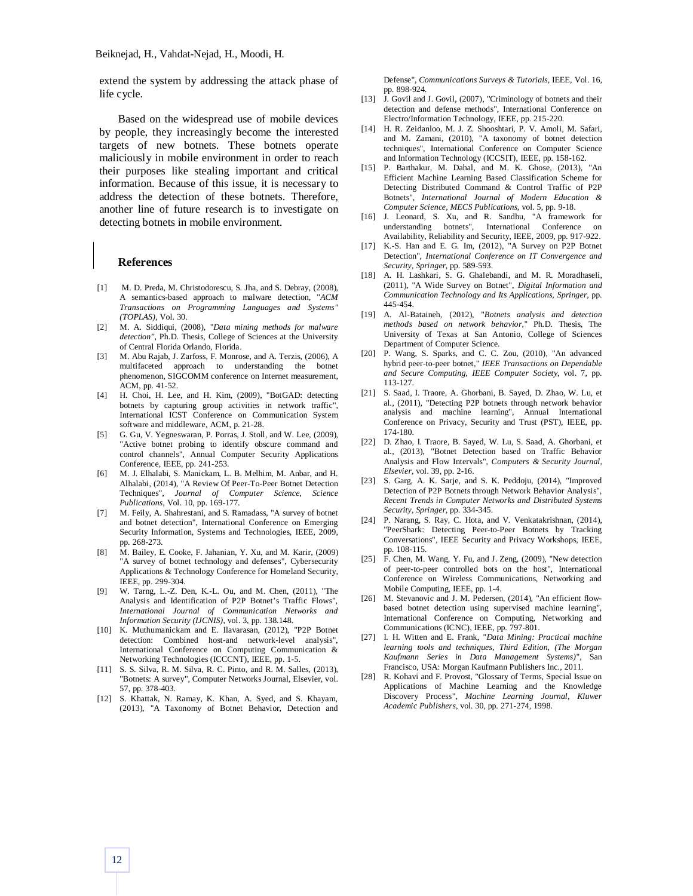extend the system by addressing the attack phase of life cycle.

Based on the widespread use of mobile devices by people, they increasingly become the interested targets of new botnets. These botnets operate maliciously in mobile environment in order to reach their purposes like stealing important and critical information. Because of this issue, it is necessary to address the detection of these botnets. Therefore, another line of future research is to investigate on detecting botnets in mobile environment.

## References

[1] M. D. Preda, M. Christodorescu, S. Jha, and S. Debray, (2008), A semantics-based approach to malware detection, "*ACM Transactions on Programming Languages and Systems" (TOPLAS)*, Vol. 30.

[2] M. A. Siddiqui, (2008), "*Data mining methods for malware detection"*, Ph.D. Thesis, College of Sciences at the University of Central Florida Orlando, Florida.

[3] M. Abu Rajab, J. Zarfoss, F. Monrose, and A. Terzis, (2006), A multifaceted approach to understanding the botnet phenomenon, SIGCOMM conference on Internet measurement, ACM, pp. 41-52.

[4] H. Choi, H. Lee, and H. Kim, (2009), "BotGAD: detecting botnets by capturing group activities in network traffic", International ICST Conference on Communication System software and middleware, ACM, p. 21-28.

[5] G. Gu, V. Yegneswaran, P. Porras, J. Stoll, and W. Lee, (2009), "Active botnet probing to identify obscure command and control channels", Annual Computer Security Applications Conference, IEEE, pp. 241-253.

[6] M. J. Elhalabi, S. Manickam, L. B. Melhim, M. Anbar, and H. Alhalabi, (2014), "A Review Of Peer-To-Peer Botnet Detection Techniques", *Journal of Computer Science, Science Publications*, Vol. 10, pp. 169-177.

[7] M. Feily, A. Shahrestani, and S. Ramadass, "A survey of botnet and botnet detection", International Conference on Emerging Security Information, Systems and Technologies, IEEE, 2009, pp. 268-273.

[8] M. Bailey, E. Cooke, F. Jahanian, Y. Xu, and M. Karir, (2009) "A survey of botnet technology and defenses", Cybersecurity Applications & Technology Conference for Homeland Security, IEEE, pp. 299-304.

[9] W. Tarng, L.-Z. Den, K.-L. Ou, and M. Chen, (2011), "The Analysis and Identification of P2P Botnet's Traffic Flows", *International Journal of Communication Networks and Information Security (IJCNIS)*, vol. 3, pp. 138.148.

[10] K. Muthumanickam and E. Ilavarasan, (2012), "P2P Botnet detection: Combined host-and network-level analysis", International Conference on Computing Communication & Networking Technologies (ICCCNT), IEEE, pp. 1-5.

[11] S. S. Silva, R. M. Silva, R. C. Pinto, and R. M. Salles, (2013), "Botnets: A survey", Computer Networks Journal, Elsevier, vol. 57, pp. 378-403.

[12] S. Khattak, N. Ramay, K. Khan, A. Syed, and S. Khayam, (2013), "A Taxonomy of Botnet Behavior, Detection and Defense", *Communications Surveys & Tutorials*, IEEE, Vol. 16, pp. 898-924.

[13] J. Govil and J. Govil, (2007), "Criminology of botnets and their detection and defense methods", International Conference on Electro/Information Technology, IEEE, pp. 215-220.

[14] H. R. Zeidanloo, M. J. Z. Shooshtari, P. V. Amoli, M. Safari, and M. Zamani, (2010), "A taxonomy of botnet detection techniques", International Conference on Computer Science and Information Technology (ICCSIT), IEEE, pp. 158-162.

[15] P. Barthakur, M. Dahal, and M. K. Ghose, (2013), "An Efficient Machine Learning Based Classification Scheme for Detecting Distributed Command & Control Traffic of P2P Botnets", *International Journal of Modern Education & Computer Science, MECS Publications*, vol. 5, pp. 9-18.

[16] J. Leonard, S. Xu, and R. Sandhu, "A framework for understanding botnets", International Conference on Availability, Reliability and Security, IEEE, 2009, pp. 917-922.

[17] K.-S. Han and E. G. Im, (2012), "A Survey on P2P Botnet Detection", *International Conference on IT Convergence and Security, Springer*, pp. 589-593.

[18] A. H. Lashkari, S. G. Ghalebandi, and M. R. Moradhaseli, (2011), "A Wide Survey on Botnet", *Digital Information and Communication Technology and Its Applications, Springer*, pp. 445-454.

[19] A. Al-Bataineh, (2012), "*Botnets analysis and detection methods based on network behavior*," Ph.D. Thesis, The University of Texas at San Antonio, College of Sciences Department of Computer Science.

[20] P. Wang, S. Sparks, and C. C. Zou, (2010), "An advanced hybrid peer-to-peer botnet," *IEEE Transactions on Dependable and Secure Computing, IEEE Computer Society*, vol. 7, pp. 113-127.

[21] S. Saad, I. Traore, A. Ghorbani, B. Sayed, D. Zhao, W. Lu, et al., (2011), "Detecting P2P botnets through network behavior analysis and machine learning", Annual International Conference on Privacy, Security and Trust (PST), IEEE, pp. 174-180.

[22] D. Zhao, I. Traore, B. Sayed, W. Lu, S. Saad, A. Ghorbani, et al., (2013), "Botnet Detection based on Traffic Behavior Analysis and Flow Intervals", *Computers & Security Journal, Elsevier*, vol. 39, pp. 2-16.

[23] S. Garg, A. K. Sarje, and S. K. Peddoju, (2014), "Improved Detection of P2P Botnets through Network Behavior Analysis", *Recent Trends in Computer Networks and Distributed Systems Security, Springer*, pp. 334-345.

[24] P. Narang, S. Ray, C. Hota, and V. Venkatakrishnan, (2014), "PeerShark: Detecting Peer-to-Peer Botnets by Tracking Conversations", IEEE Security and Privacy Workshops, IEEE, pp. 108-115.

[25] F. Chen, M. Wang, Y. Fu, and J. Zeng, (2009), "New detection of peer-to-peer controlled bots on the host", International Conference on Wireless Communications, Networking and Mobile Computing, IEEE, pp. 1-4.

[26] M. Stevanovic and J. M. Pedersen, (2014), "An efficient flow-based botnet detection using supervised machine learning", International Conference on Computing, Networking and Communications (ICNC), IEEE, pp. 797-801.

[27] I. H. Witten and E. Frank, "*Data Mining: Practical machine learning tools and techniques, Third Edition, (The Morgan Kaufmann Series in Data Management Systems)*", San Francisco, USA: Morgan Kaufmann Publishers Inc., 2011.

[28] R. Kohavi and F. Provost, "Glossary of Terms, Special Issue on Applications of Machine Learning and the Knowledge Discovery Process", *Machine Learning Journal, Kluwer Academic Publishers*, vol. 30, pp. 271-274, 1998.